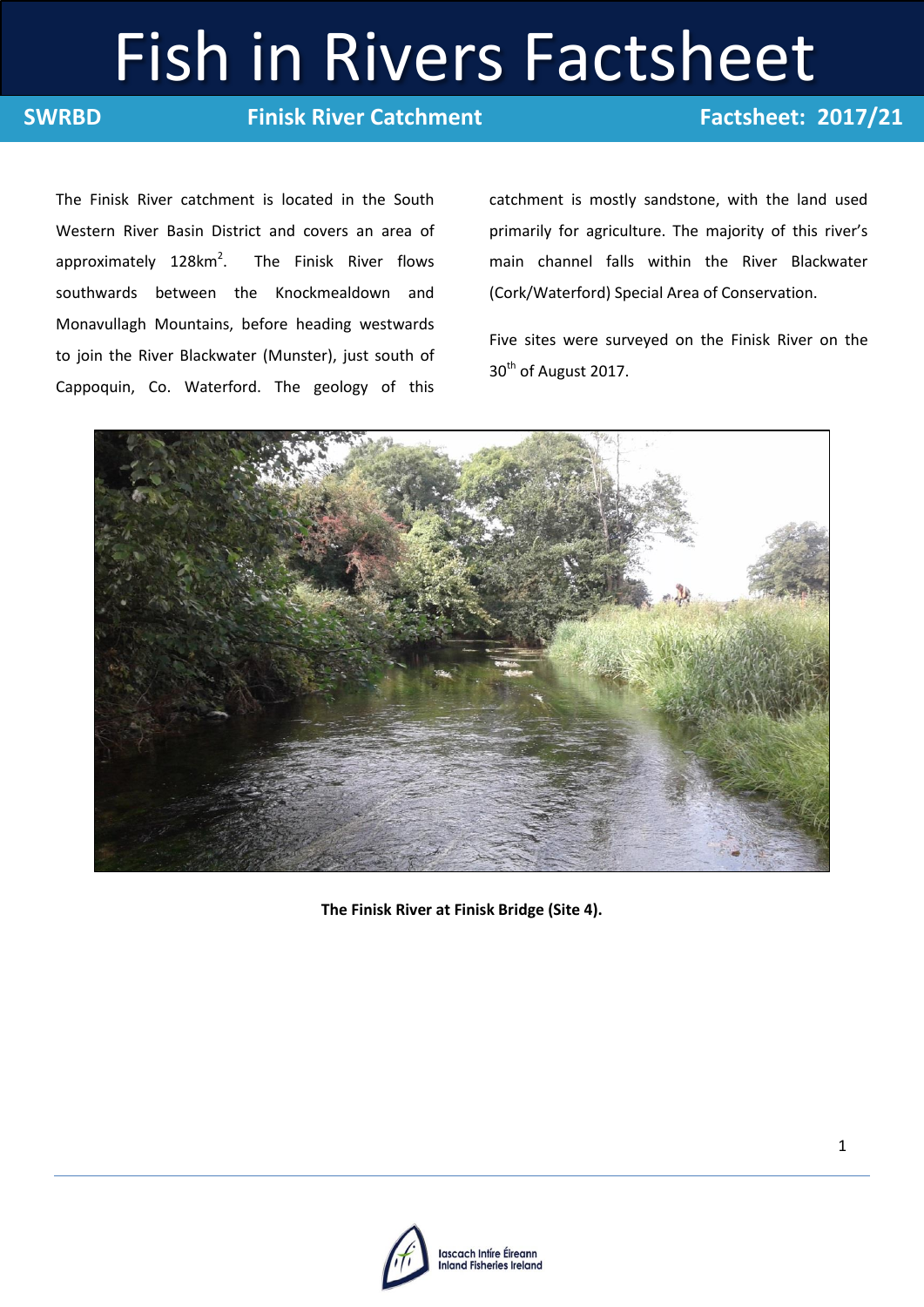# Fish in Rivers Factsheet

**SWRBD** **Finisk River Catchment** **Factsheet: 2017/21**

The Finisk River catchment is located in the South Western River Basin District and covers an area of approximately 128km$^2$. The Finisk River flows southwards between the Knockmealdown and Monavullagh Mountains, before heading westwards to join the River Blackwater (Munster), just south of Cappoquin, Co. Waterford. The geology of this catchment is mostly sandstone, with the land used primarily for agriculture. The majority of this river's main channel falls within the River Blackwater (Cork/Waterford) Special Area of Conservation.

Five sites were surveyed on the Finisk River on the 30th of August 2017.

**The Finisk River at Finisk Bridge (Site 4).**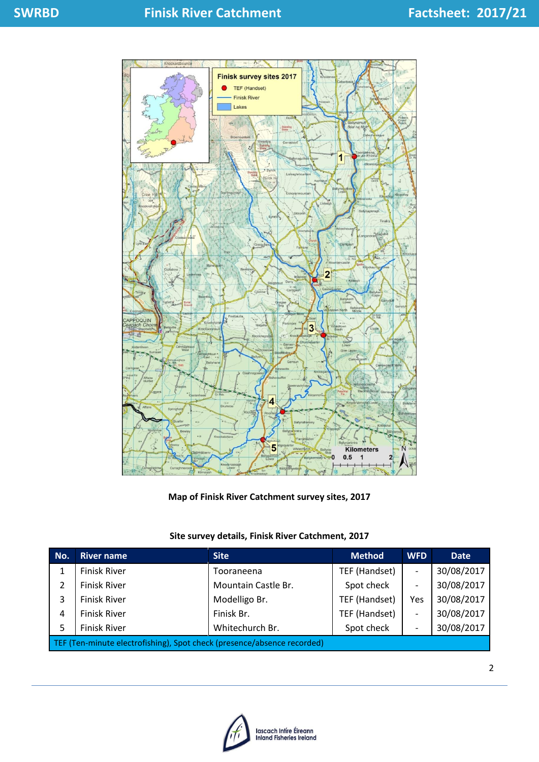Map of Finisk River Catchment survey sites, 2017

**Site survey details, Finisk River Catchment, 2017**

| No. | River name | Site | Method | WFD | Date |
|---|---|---|---|---|---|
| 1 | Finisk River | Tooraneena | TEF (Handset) | - | 30/08/2017 |
| 2 | Finisk River | Mountain Castle Br. | Spot check | - | 30/08/2017 |
| 3 | Finisk River | Modelligo Br. | TEF (Handset) | Yes | 30/08/2017 |
| 4 | Finisk River | Finisk Br. | TEF (Handset) | - | 30/08/2017 |
| 5 | Finisk River | Whitechurch Br. | Spot check | - | 30/08/2017 |
| TEF (Ten-minute electrofishing), Spot check (presence/absence recorded) | | | | | |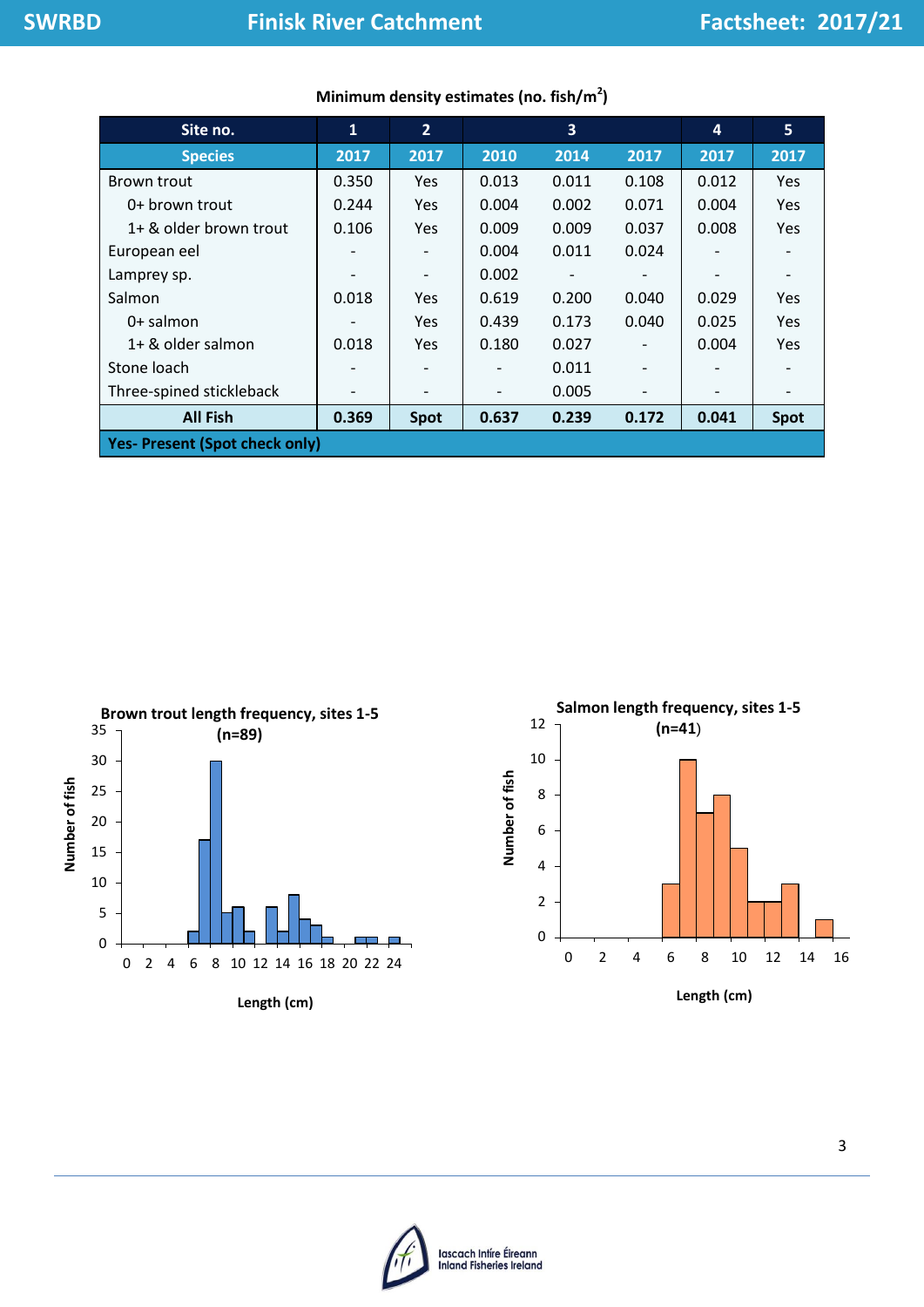**Minimum density estimates (no. fish/m$^2$)**

| Site no. | 1 | 2 | 3 | | | 4 | 5 |
|---|---|---|---|---|---|---|---|
| **Species** | **2017** | **2017** | **2010** | **2014** | **2017** | **2017** | **2017** |
| Brown trout | 0.350 | Yes | 0.013 | 0.011 | 0.108 | 0.012 | Yes |
| 0+ brown trout | 0.244 | Yes | 0.004 | 0.002 | 0.071 | 0.004 | Yes |
| 1+ & older brown trout | 0.106 | Yes | 0.009 | 0.009 | 0.037 | 0.008 | Yes |
| European eel | - | - | 0.004 | 0.011 | 0.024 | - | - |
| Lamprey sp. | - | - | 0.002 | - | - | - | - |
| Salmon | 0.018 | Yes | 0.619 | 0.200 | 0.040 | 0.029 | Yes |
| 0+ salmon | - | Yes | 0.439 | 0.173 | 0.040 | 0.025 | Yes |
| 1+ & older salmon | 0.018 | Yes | 0.180 | 0.027 | - | 0.004 | Yes |
| Stone loach | - | - | - | 0.011 | - | - | - |
| Three-spined stickleback | - | - | - | 0.005 | - | - | - |
| **All Fish** | **0.369** | **Spot** | **0.637** | **0.239** | **0.172** | **0.041** | **Spot** |

**Yes- Present (Spot check only)**

**Brown trout length frequency, sites 1-5 (n=89)**

**Salmon length frequency, sites 1-5 (n=41)**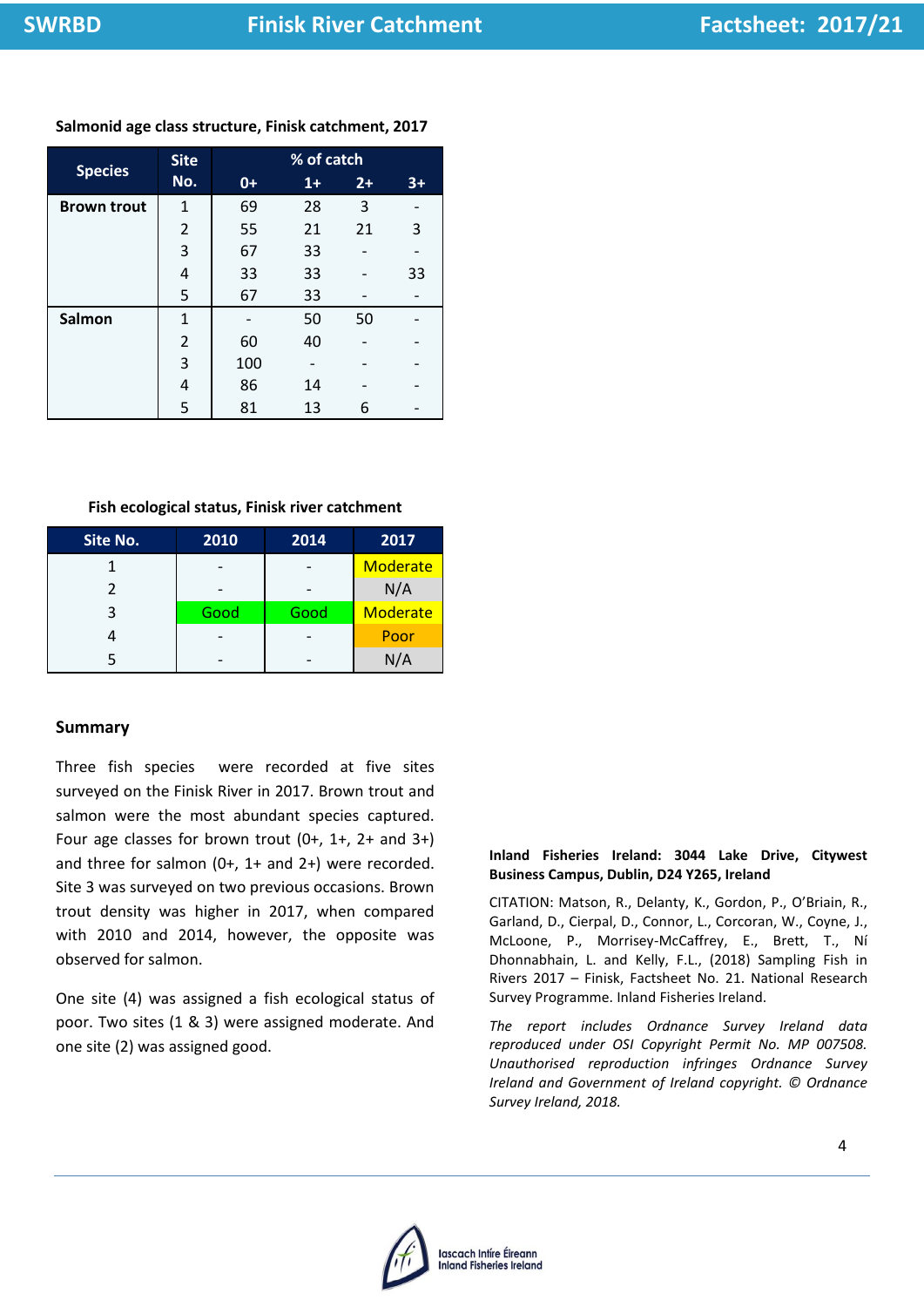### Salmonid age class structure, Finisk catchment, 2017

| Species | Site No. | % of catch | | | |
|---|---|---|---|---|---|
| | | 0+ | 1+ | 2+ | 3+ |
| **Brown trout** | 1 | 69 | 28 | 3 | - |
| | 2 | 55 | 21 | 21 | 3 |
| | 3 | 67 | 33 | - | - |
| | 4 | 33 | 33 | - | 33 |
| | 5 | 67 | 33 | - | - |
| **Salmon** | 1 | - | 50 | 50 | - |
| | 2 | 60 | 40 | - | - |
| | 3 | 100 | - | - | - |
| | 4 | 86 | 14 | - | - |
| | 5 | 81 | 13 | 6 | - |

### Fish ecological status, Finisk river catchment

| Site No. | 2010 | 2014 | 2017 |
|---|---|---|---|
| 1 | - | - | Moderate |
| 2 | - | - | N/A |
| 3 | Good | Good | Moderate |
| 4 | - | - | Poor |
| 5 | - | - | N/A |

## Summary

Three fish species were recorded at five sites surveyed on the Finisk River in 2017. Brown trout and salmon were the most abundant species captured. Four age classes for brown trout (0+, 1+, 2+ and 3+) and three for salmon (0+, 1+ and 2+) were recorded. Site 3 was surveyed on two previous occasions. Brown trout density was higher in 2017, when compared with 2010 and 2014, however, the opposite was observed for salmon.

One site (4) was assigned a fish ecological status of poor. Two sites (1 & 3) were assigned moderate. And one site (2) was assigned good.

**Inland Fisheries Ireland: 3044 Lake Drive, Citywest Business Campus, Dublin, D24 Y265, Ireland**

CITATION: Matson, R., Delanty, K., Gordon, P., O'Briain, R., Garland, D., Cierpal, D., Connor, L., Corcoran, W., Coyne, J., McLoone, P., Morrisey-McCaffrey, E., Brett, T., Ní Dhonnabhain, L. and Kelly, F.L., (2018) Sampling Fish in Rivers 2017 – Finisk, Factsheet No. 21. National Research Survey Programme. Inland Fisheries Ireland.

*The report includes Ordnance Survey Ireland data reproduced under OSI Copyright Permit No. MP 007508. Unauthorised reproduction infringes Ordnance Survey Ireland and Government of Ireland copyright. © Ordnance Survey Ireland, 2018.*